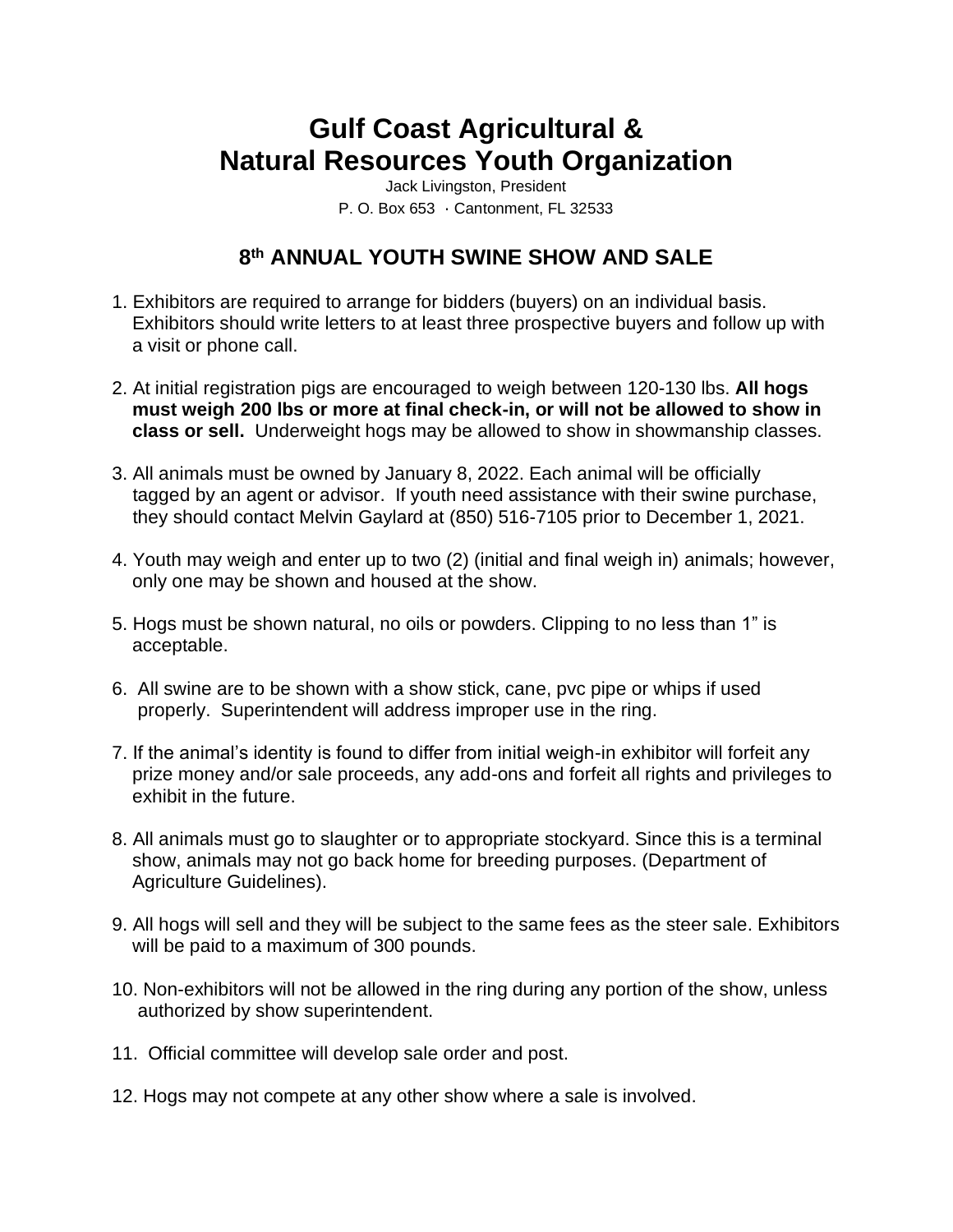# Gulf Coast Agricultural & Natural Resources Youth Organization

Jack Livingston, President

P. O. Box 653 · Cantonment, FL 32533

## 8th ANNUAL YOUTH SWINE SHOW AND SALE

1. Exhibitors are required to arrange for bidders (buyers) on an individual basis. Exhibitors should write letters to at least three prospective buyers and follow up with a visit or phone call.

2. At initial registration pigs are encouraged to weigh between 120-130 lbs. **All hogs must weigh 200 lbs or more at final check-in, or will not be allowed to show in class or sell.** Underweight hogs may be allowed to show in showmanship classes.

3. All animals must be owned by January 8, 2022. Each animal will be officially tagged by an agent or advisor. If youth need assistance with their swine purchase, they should contact Melvin Gaylard at (850) 516-7105 prior to December 1, 2021.

4. Youth may weigh and enter up to two (2) (initial and final weigh in) animals; however, only one may be shown and housed at the show.

5. Hogs must be shown natural, no oils or powders. Clipping to no less than 1" is acceptable.

6. All swine are to be shown with a show stick, cane, pvc pipe or whips if used properly. Superintendent will address improper use in the ring.

7. If the animal's identity is found to differ from initial weigh-in exhibitor will forfeit any prize money and/or sale proceeds, any add-ons and forfeit all rights and privileges to exhibit in the future.

8. All animals must go to slaughter or to appropriate stockyard. Since this is a terminal show, animals may not go back home for breeding purposes. (Department of Agriculture Guidelines).

9. All hogs will sell and they will be subject to the same fees as the steer sale. Exhibitors will be paid to a maximum of 300 pounds.

10. Non-exhibitors will not be allowed in the ring during any portion of the show, unless authorized by show superintendent.

11. Official committee will develop sale order and post.

12. Hogs may not compete at any other show where a sale is involved.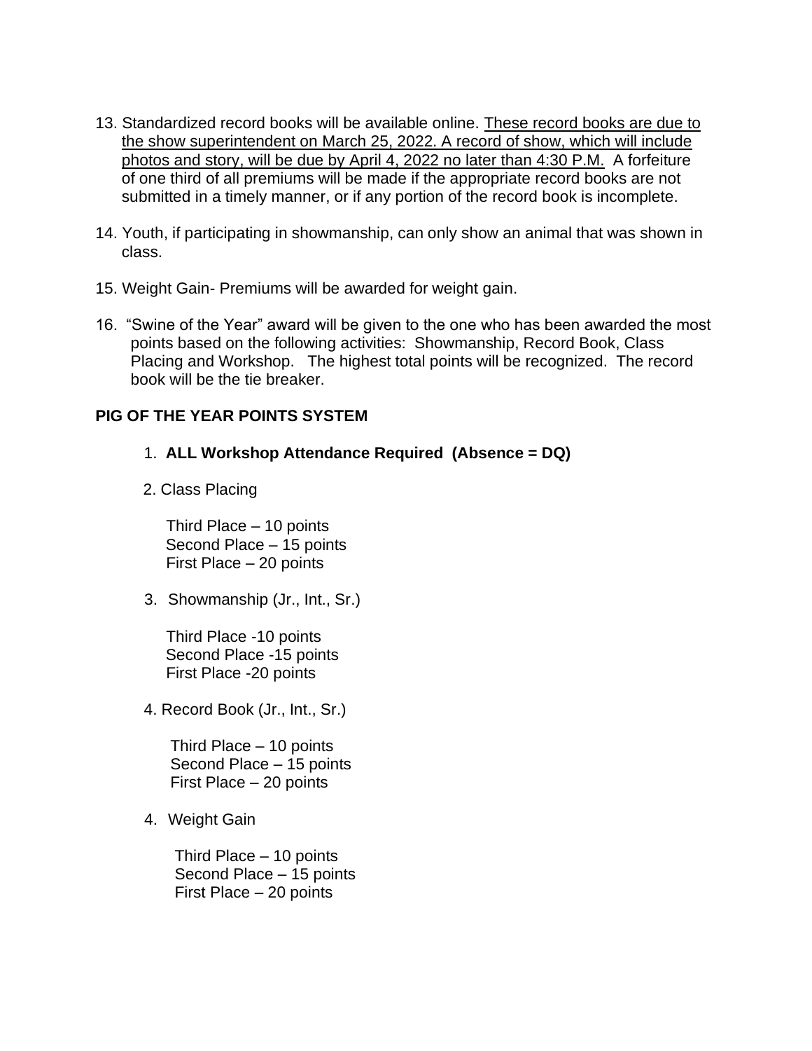13. Standardized record books will be available online. <u>These record books are due to the show superintendent on March 25, 2022. A record of show, which will include photos and story, will be due by April 4, 2022 no later than 4:30 P.M.</u> A forfeiture of one third of all premiums will be made if the appropriate record books are not submitted in a timely manner, or if any portion of the record book is incomplete.

14. Youth, if participating in showmanship, can only show an animal that was shown in class.

15. Weight Gain- Premiums will be awarded for weight gain.

16. "Swine of the Year" award will be given to the one who has been awarded the most points based on the following activities: Showmanship, Record Book, Class Placing and Workshop. The highest total points will be recognized. The record book will be the tie breaker.

**PIG OF THE YEAR POINTS SYSTEM**

1. **ALL Workshop Attendance Required (Absence = DQ)**

2. Class Placing

   Third Place – 10 points
   Second Place – 15 points
   First Place – 20 points

3. Showmanship (Jr., Int., Sr.)

   Third Place -10 points
   Second Place -15 points
   First Place -20 points

4. Record Book (Jr., Int., Sr.)

   Third Place – 10 points
   Second Place – 15 points
   First Place – 20 points

4. Weight Gain

   Third Place – 10 points
   Second Place – 15 points
   First Place – 20 points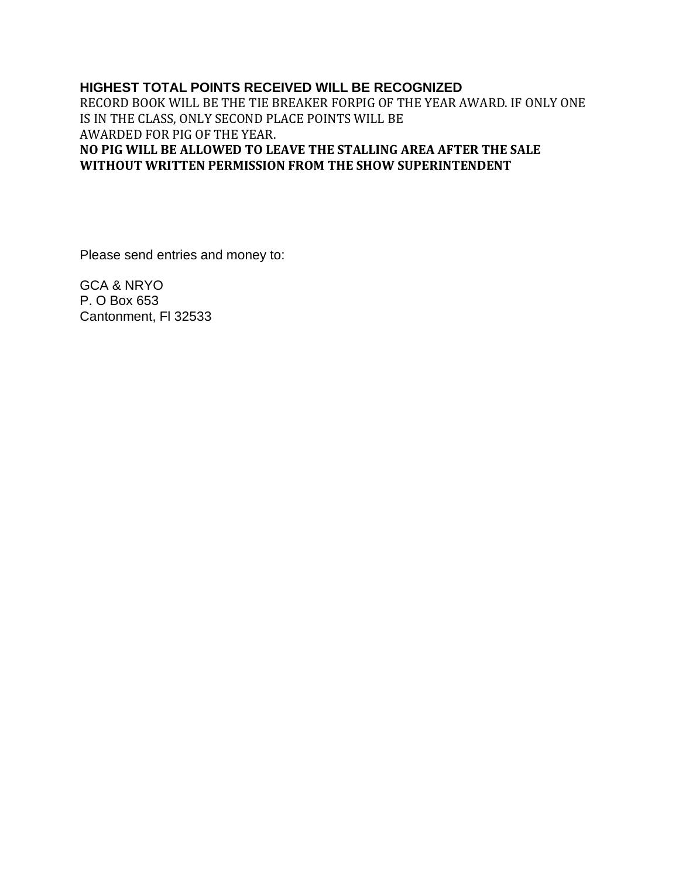**HIGHEST TOTAL POINTS RECEIVED WILL BE RECOGNIZED**

RECORD BOOK WILL BE THE TIE BREAKER FORPIG OF THE YEAR AWARD. IF ONLY ONE IS IN THE CLASS, ONLY SECOND PLACE POINTS WILL BE AWARDED FOR PIG OF THE YEAR.

**NO PIG WILL BE ALLOWED TO LEAVE THE STALLING AREA AFTER THE SALE WITHOUT WRITTEN PERMISSION FROM THE SHOW SUPERINTENDENT**

Please send entries and money to:

GCA & NRYO
P. O Box 653
Cantonment, Fl 32533